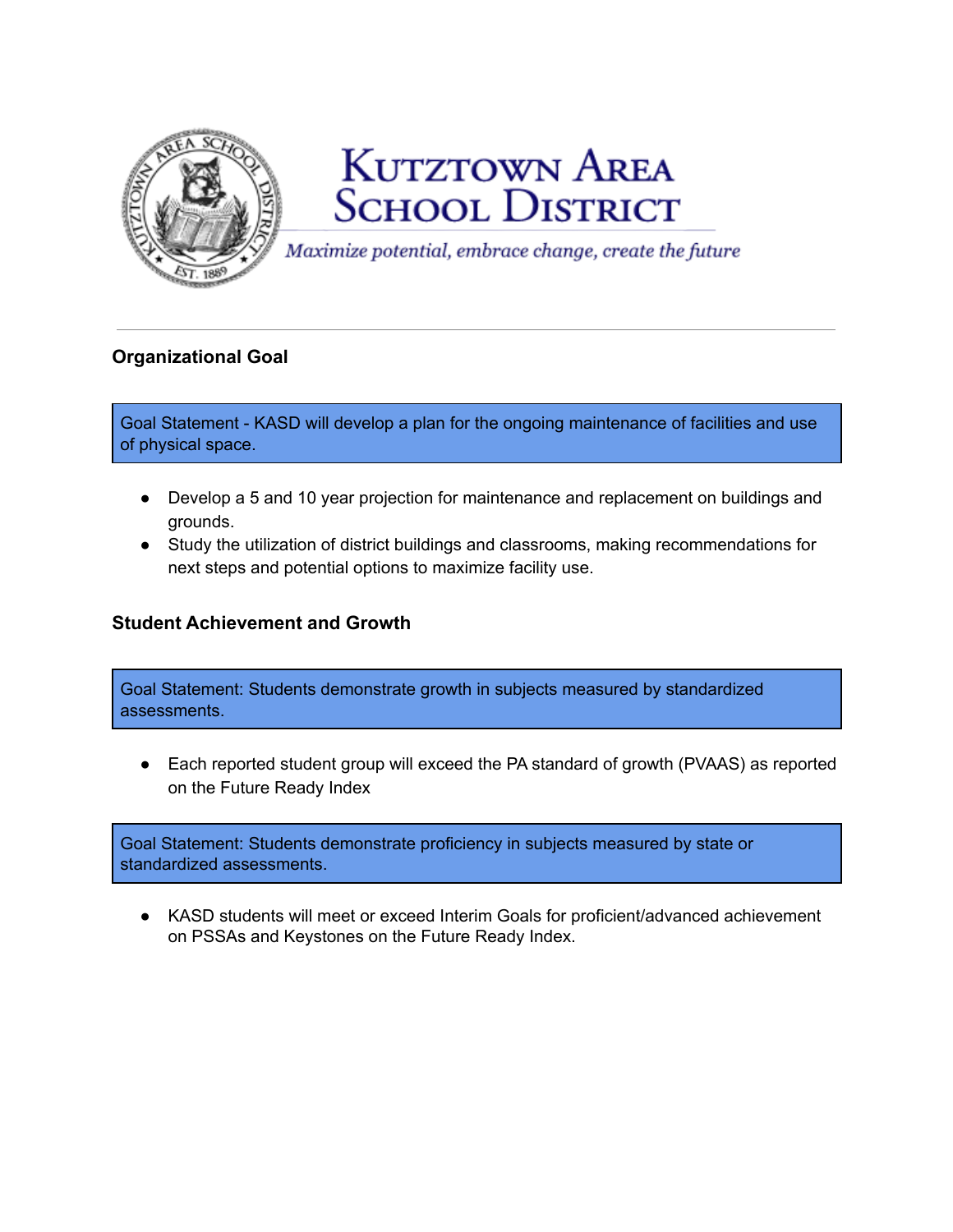# Kutztown Area School District

*Maximize potential, embrace change, create the future*

---

## Organizational Goal

Goal Statement - KASD will develop a plan for the ongoing maintenance of facilities and use of physical space.

- Develop a 5 and 10 year projection for maintenance and replacement on buildings and grounds.
- Study the utilization of district buildings and classrooms, making recommendations for next steps and potential options to maximize facility use.

## Student Achievement and Growth

Goal Statement: Students demonstrate growth in subjects measured by standardized assessments.

- Each reported student group will exceed the PA standard of growth (PVAAS) as reported on the Future Ready Index

Goal Statement: Students demonstrate proficiency in subjects measured by state or standardized assessments.

- KASD students will meet or exceed Interim Goals for proficient/advanced achievement on PSSAs and Keystones on the Future Ready Index.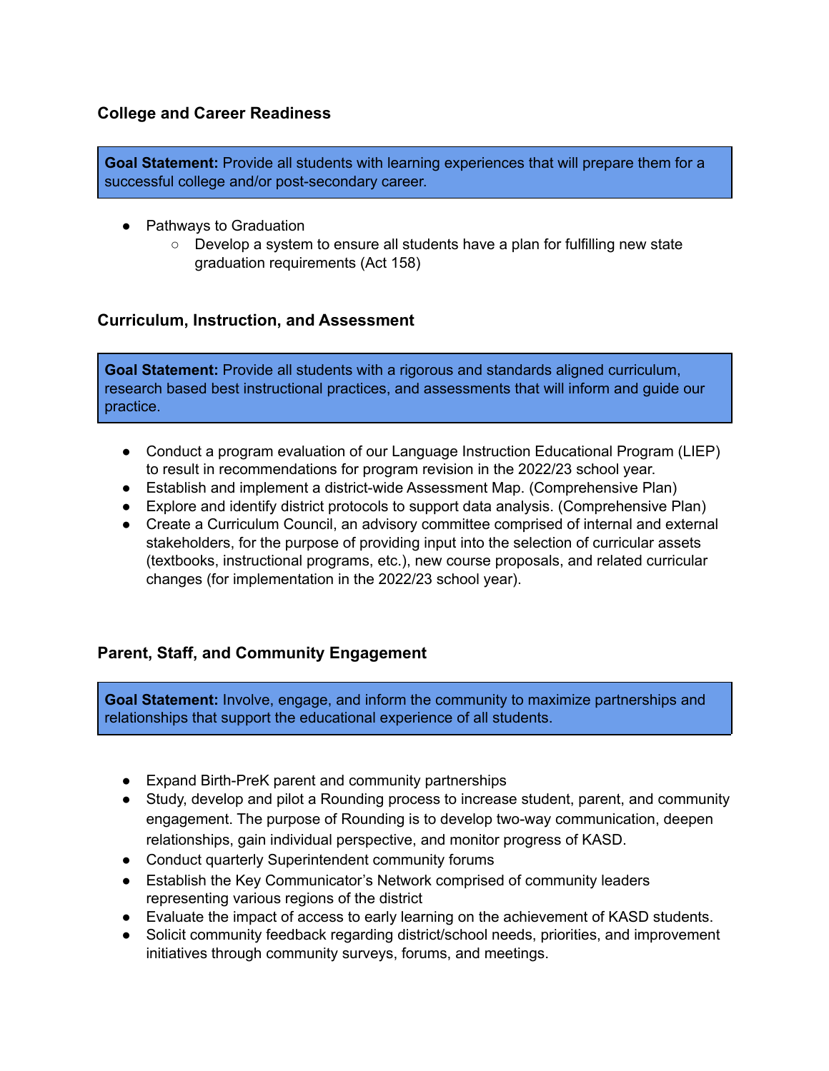### College and Career Readiness

**Goal Statement:** Provide all students with learning experiences that will prepare them for a successful college and/or post-secondary career.

- Pathways to Graduation
  - Develop a system to ensure all students have a plan for fulfilling new state graduation requirements (Act 158)

### Curriculum, Instruction, and Assessment

**Goal Statement:** Provide all students with a rigorous and standards aligned curriculum, research based best instructional practices, and assessments that will inform and guide our practice.

- Conduct a program evaluation of our Language Instruction Educational Program (LIEP) to result in recommendations for program revision in the 2022/23 school year.
- Establish and implement a district-wide Assessment Map. (Comprehensive Plan)
- Explore and identify district protocols to support data analysis. (Comprehensive Plan)
- Create a Curriculum Council, an advisory committee comprised of internal and external stakeholders, for the purpose of providing input into the selection of curricular assets (textbooks, instructional programs, etc.), new course proposals, and related curricular changes (for implementation in the 2022/23 school year).

### Parent, Staff, and Community Engagement

**Goal Statement:** Involve, engage, and inform the community to maximize partnerships and relationships that support the educational experience of all students.

- Expand Birth-PreK parent and community partnerships
- Study, develop and pilot a Rounding process to increase student, parent, and community engagement. The purpose of Rounding is to develop two-way communication, deepen relationships, gain individual perspective, and monitor progress of KASD.
- Conduct quarterly Superintendent community forums
- Establish the Key Communicator's Network comprised of community leaders representing various regions of the district
- Evaluate the impact of access to early learning on the achievement of KASD students.
- Solicit community feedback regarding district/school needs, priorities, and improvement initiatives through community surveys, forums, and meetings.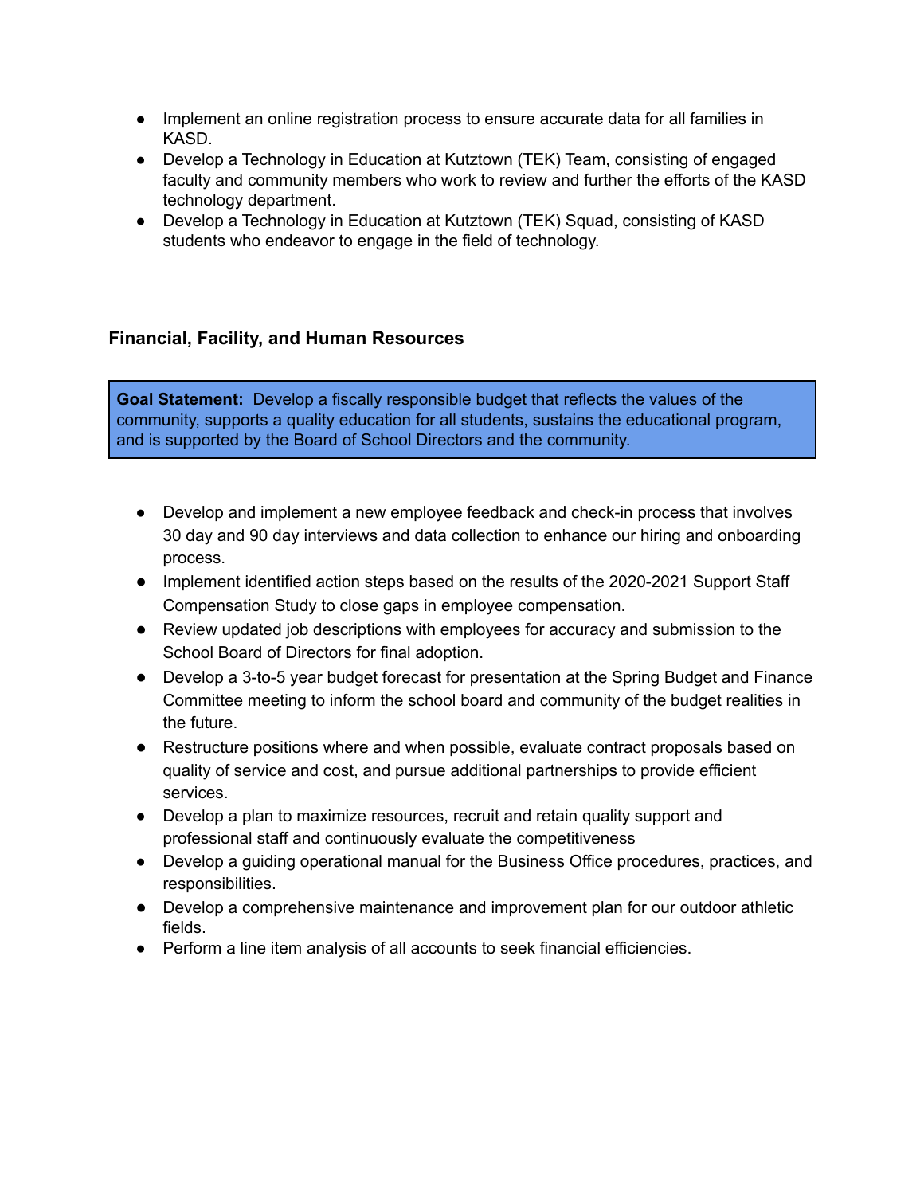- Implement an online registration process to ensure accurate data for all families in KASD.
- Develop a Technology in Education at Kutztown (TEK) Team, consisting of engaged faculty and community members who work to review and further the efforts of the KASD technology department.
- Develop a Technology in Education at Kutztown (TEK) Squad, consisting of KASD students who endeavor to engage in the field of technology.

### Financial, Facility, and Human Resources

**Goal Statement:** Develop a fiscally responsible budget that reflects the values of the community, supports a quality education for all students, sustains the educational program, and is supported by the Board of School Directors and the community.

- Develop and implement a new employee feedback and check-in process that involves 30 day and 90 day interviews and data collection to enhance our hiring and onboarding process.
- Implement identified action steps based on the results of the 2020-2021 Support Staff Compensation Study to close gaps in employee compensation.
- Review updated job descriptions with employees for accuracy and submission to the School Board of Directors for final adoption.
- Develop a 3-to-5 year budget forecast for presentation at the Spring Budget and Finance Committee meeting to inform the school board and community of the budget realities in the future.
- Restructure positions where and when possible, evaluate contract proposals based on quality of service and cost, and pursue additional partnerships to provide efficient services.
- Develop a plan to maximize resources, recruit and retain quality support and professional staff and continuously evaluate the competitiveness
- Develop a guiding operational manual for the Business Office procedures, practices, and responsibilities.
- Develop a comprehensive maintenance and improvement plan for our outdoor athletic fields.
- Perform a line item analysis of all accounts to seek financial efficiencies.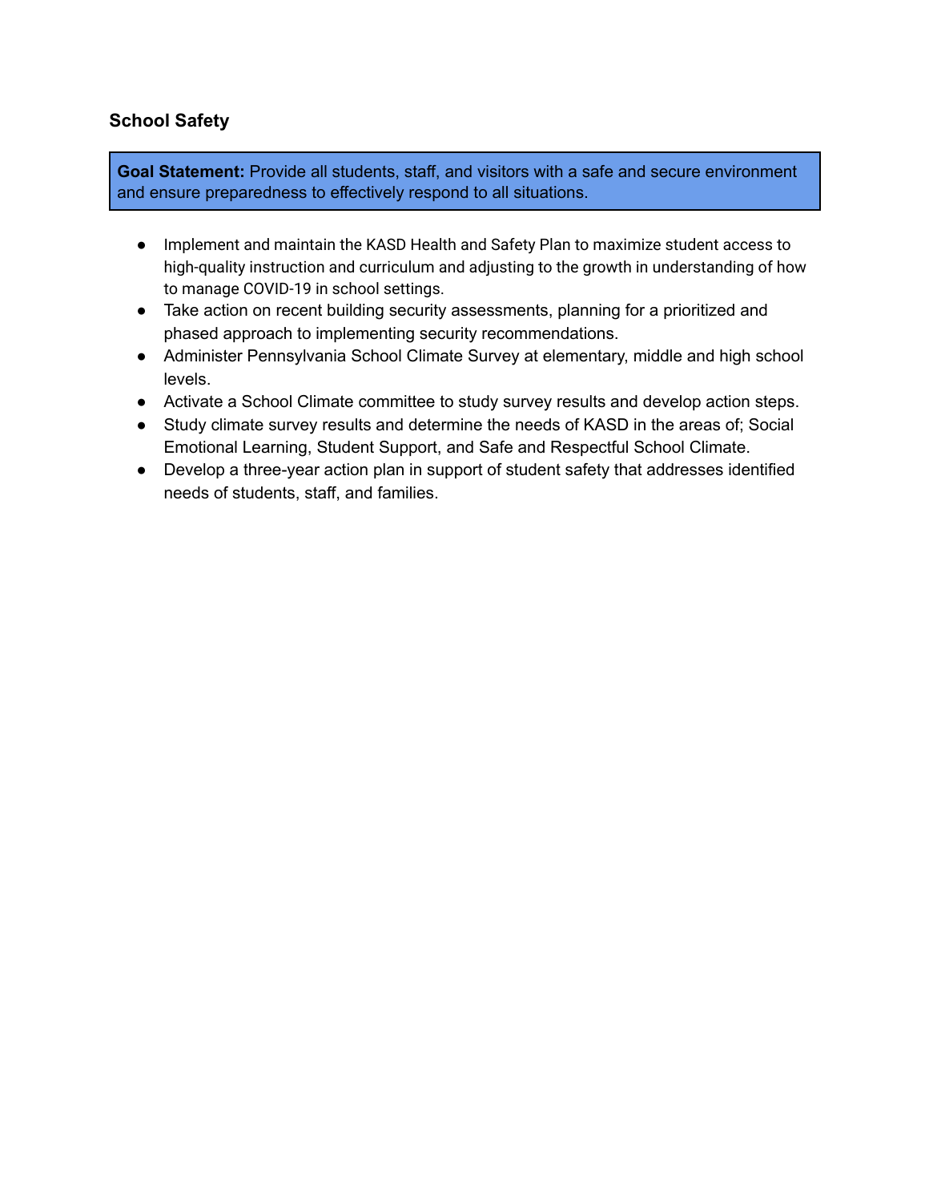### School Safety

**Goal Statement:** Provide all students, staff, and visitors with a safe and secure environment and ensure preparedness to effectively respond to all situations.

- Implement and maintain the KASD Health and Safety Plan to maximize student access to high-quality instruction and curriculum and adjusting to the growth in understanding of how to manage COVID-19 in school settings.
- Take action on recent building security assessments, planning for a prioritized and phased approach to implementing security recommendations.
- Administer Pennsylvania School Climate Survey at elementary, middle and high school levels.
- Activate a School Climate committee to study survey results and develop action steps.
- Study climate survey results and determine the needs of KASD in the areas of; Social Emotional Learning, Student Support, and Safe and Respectful School Climate.
- Develop a three-year action plan in support of student safety that addresses identified needs of students, staff, and families.